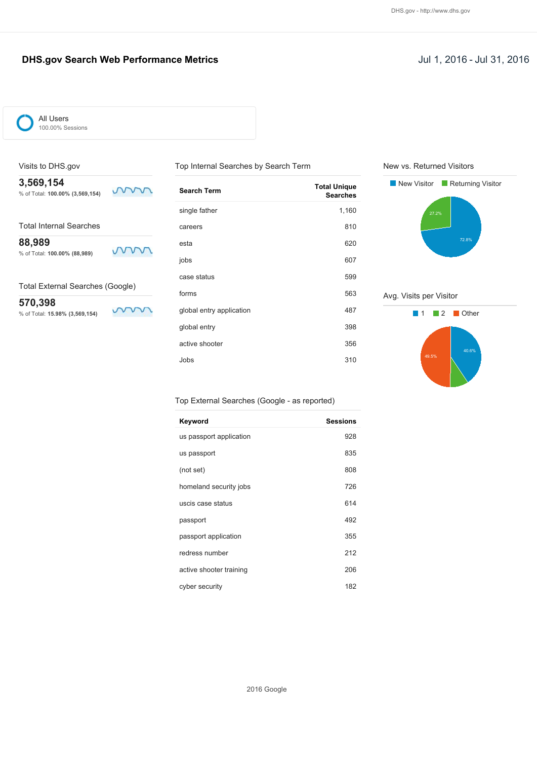# DHS.gov Search Web Performance Metrics

Jul 1, 2016 - Jul 31, 2016

All Users
100.00% Sessions

## Visits to DHS.gov

**3,569,154**
% of Total: **100.00% (3,569,154)**

## Total Internal Searches

**88,989**
% of Total: **100.00% (88,989)**

## Total External Searches (Google)

**570,398**
% of Total: **15.98% (3,569,154)**

## Top Internal Searches by Search Term

| Search Term | Total Unique Searches |
| --- | --- |
| single father | 1,160 |
| careers | 810 |
| esta | 620 |
| jobs | 607 |
| case status | 599 |
| forms | 563 |
| global entry application | 487 |
| global entry | 398 |
| active shooter | 356 |
| Jobs | 310 |

## Top External Searches (Google - as reported)

| Keyword | Sessions |
| --- | --- |
| us passport application | 928 |
| us passport | 835 |
| (not set) | 808 |
| homeland security jobs | 726 |
| uscis case status | 614 |
| passport | 492 |
| passport application | 355 |
| redress number | 212 |
| active shooter training | 206 |
| cyber security | 182 |

## New vs. Returned Visitors

New Visitor | Returning Visitor

- New Visitor: 72.8%
- Returning Visitor: 27.2%

## Avg. Visits per Visitor

1 | 2 | Other

- 1: 40.6%
- Other: 49.5%

2016 Google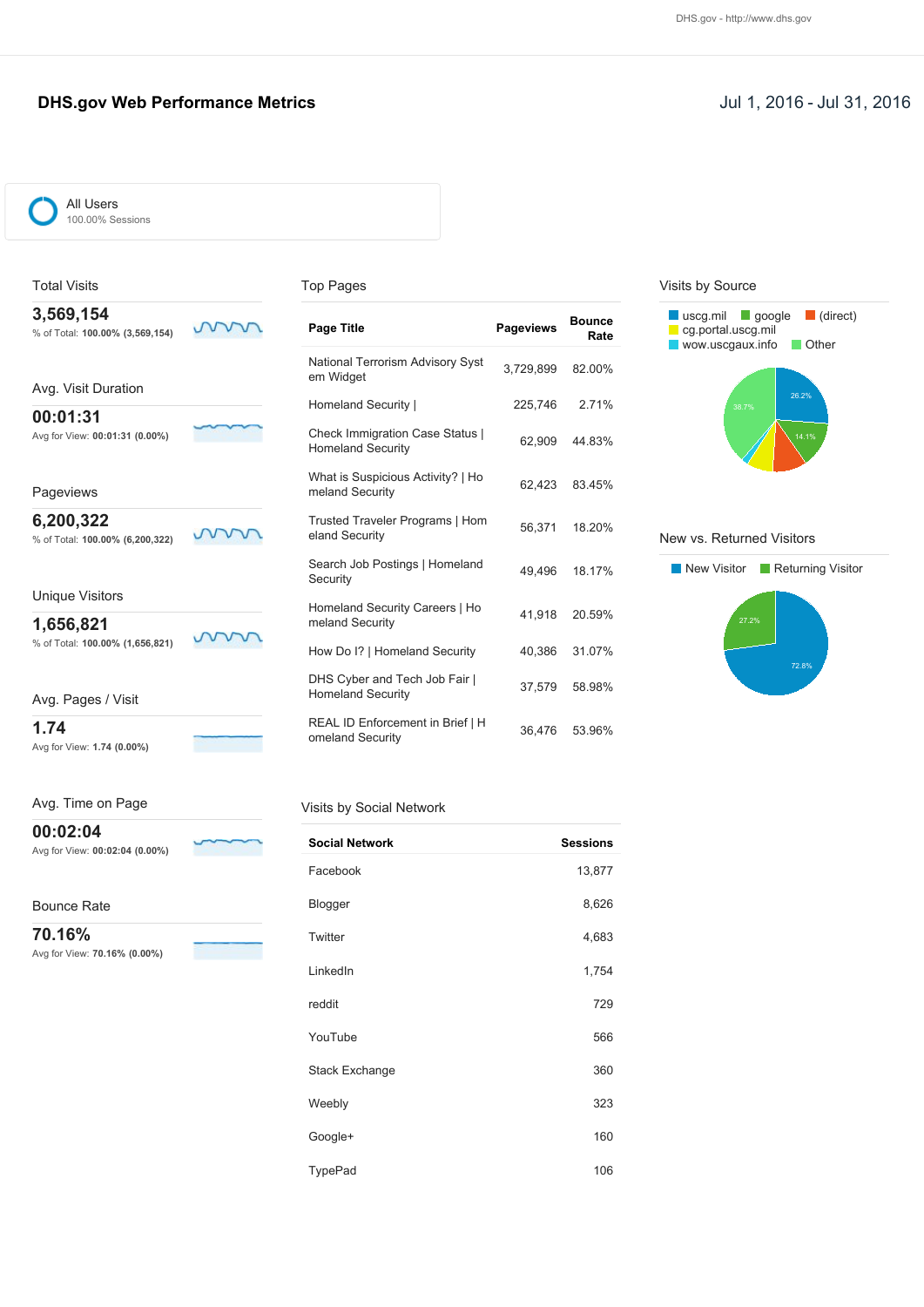DHS.gov - http://www.dhs.gov

# DHS.gov Web Performance Metrics

Jul 1, 2016 - Jul 31, 2016

All Users
100.00% Sessions

## Total Visits

**3,569,154**
% of Total: **100.00% (3,569,154)**

## Avg. Visit Duration

**00:01:31**
Avg for View: **00:01:31 (0.00%)**

## Pageviews

**6,200,322**
% of Total: **100.00% (6,200,322)**

## Unique Visitors

**1,656,821**
% of Total: **100.00% (1,656,821)**

## Avg. Pages / Visit

**1.74**
Avg for View: **1.74 (0.00%)**

## Avg. Time on Page

**00:02:04**
Avg for View: **00:02:04 (0.00%)**

## Bounce Rate

**70.16%**
Avg for View: **70.16% (0.00%)**

## Top Pages

| Page Title | Pageviews | Bounce Rate |
|---|---|---|
| National Terrorism Advisory System Widget | 3,729,899 | 82.00% |
| Homeland Security \| | 225,746 | 2.71% |
| Check Immigration Case Status \| Homeland Security | 62,909 | 44.83% |
| What is Suspicious Activity? \| Homeland Security | 62,423 | 83.45% |
| Trusted Traveler Programs \| Homeland Security | 56,371 | 18.20% |
| Search Job Postings \| Homeland Security | 49,496 | 18.17% |
| Homeland Security Careers \| Homeland Security | 41,918 | 20.59% |
| How Do I? \| Homeland Security | 40,386 | 31.07% |
| DHS Cyber and Tech Job Fair \| Homeland Security | 37,579 | 58.98% |
| REAL ID Enforcement in Brief \| Homeland Security | 36,476 | 53.96% |

## Visits by Social Network

| Social Network | Sessions |
|---|---|
| Facebook | 13,877 |
| Blogger | 8,626 |
| Twitter | 4,683 |
| LinkedIn | 1,754 |
| reddit | 729 |
| YouTube | 566 |
| Stack Exchange | 360 |
| Weebly | 323 |
| Google+ | 160 |
| TypePad | 106 |

## Visits by Source

uscg.mil, google, (direct), cg.portal.uscg.mil, wow.uscgaux.info, Other

26.2%, 14.1%, 38.7%

## New vs. Returned Visitors

New Visitor, Returning Visitor

72.8%, 27.2%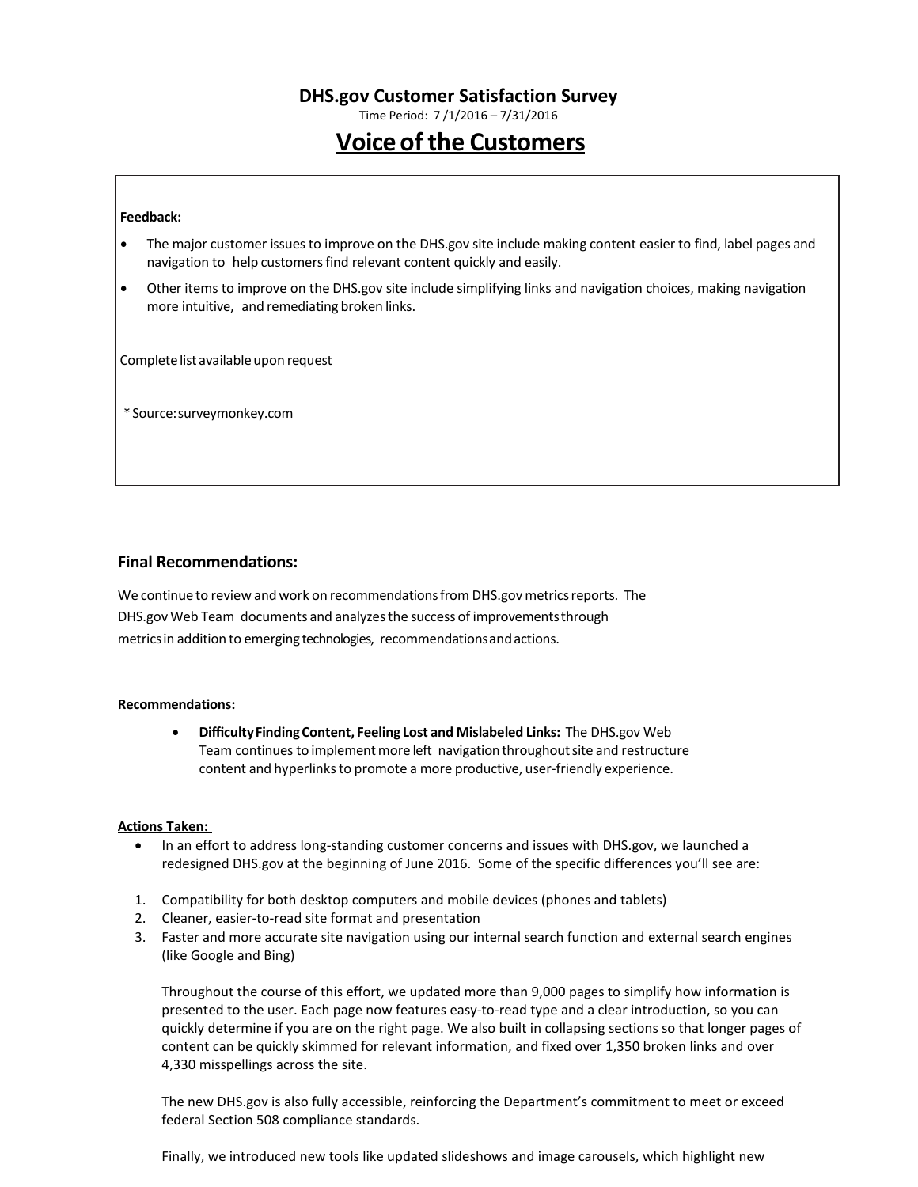# DHS.gov Customer Satisfaction Survey

Time Period: 7 /1/2016 – 7/31/2016

## Voice of the Customers

**Feedback:**

- The major customer issues to improve on the DHS.gov site include making content easier to find, label pages and navigation to help customers find relevant content quickly and easily.
- Other items to improve on the DHS.gov site include simplifying links and navigation choices, making navigation more intuitive, and remediating broken links.

Complete list available upon request

*Source: surveymonkey.com

### Final Recommendations:

We continue to review and work on recommendations from DHS.gov metrics reports. The DHS.gov Web Team documents and analyzes the success of improvements through metrics in addition to emerging technologies, recommendations and actions.

**Recommendations:**

- **Difficulty Finding Content, Feeling Lost and Mislabeled Links:** The DHS.gov Web Team continues to implement more left navigation throughout site and restructure content and hyperlinks to promote a more productive, user-friendly experience.

**Actions Taken:**

- In an effort to address long-standing customer concerns and issues with DHS.gov, we launched a redesigned DHS.gov at the beginning of June 2016. Some of the specific differences you'll see are:

1. Compatibility for both desktop computers and mobile devices (phones and tablets)
2. Cleaner, easier-to-read site format and presentation
3. Faster and more accurate site navigation using our internal search function and external search engines (like Google and Bing)

Throughout the course of this effort, we updated more than 9,000 pages to simplify how information is presented to the user. Each page now features easy-to-read type and a clear introduction, so you can quickly determine if you are on the right page. We also built in collapsing sections so that longer pages of content can be quickly skimmed for relevant information, and fixed over 1,350 broken links and over 4,330 misspellings across the site.

The new DHS.gov is also fully accessible, reinforcing the Department's commitment to meet or exceed federal Section 508 compliance standards.

Finally, we introduced new tools like updated slideshows and image carousels, which highlight new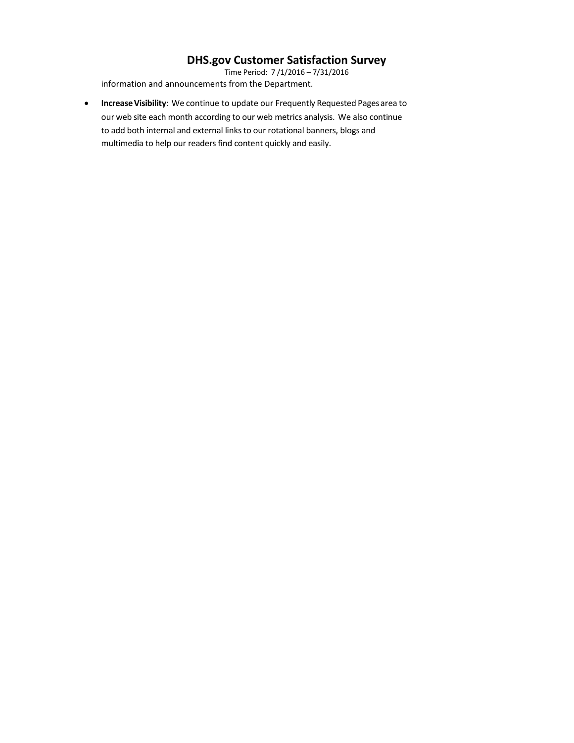information and announcements from the Department.

- **Increase Visibility**: We continue to update our Frequently Requested Pages area to our web site each month according to our web metrics analysis. We also continue to add both internal and external links to our rotational banners, blogs and multimedia to help our readers find content quickly and easily.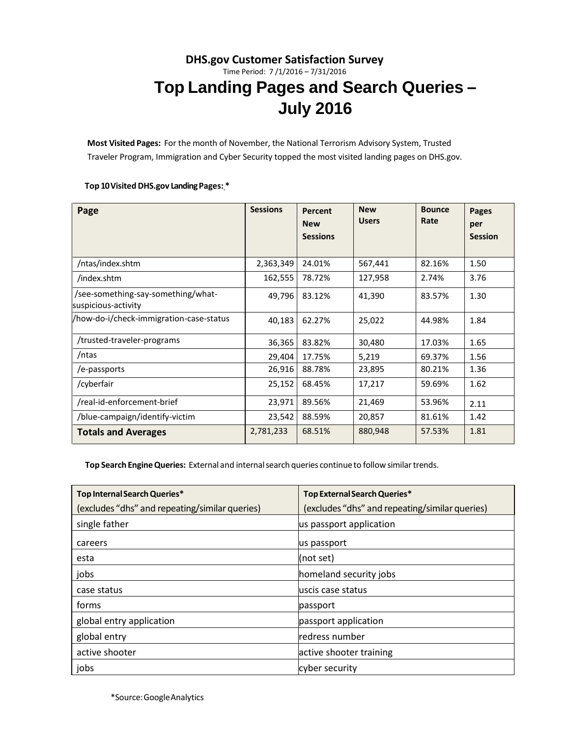**DHS.gov Customer Satisfaction Survey**

Time Period: 7 /1/2016 – 7/31/2016

# Top Landing Pages and Search Queries – July 2016

**Most Visited Pages:** For the month of November, the National Terrorism Advisory System, Trusted Traveler Program, Immigration and Cyber Security topped the most visited landing pages on DHS.gov.

**Top 10 Visited DHS.gov Landing Pages: \***

| Page | Sessions | Percent New Sessions | New Users | Bounce Rate | Pages per Session |
|---|---|---|---|---|---|
| /ntas/index.shtm | 2,363,349 | 24.01% | 567,441 | 82.16% | 1.50 |
| /index.shtm | 162,555 | 78.72% | 127,958 | 2.74% | 3.76 |
| /see-something-say-something/what-suspicious-activity | 49,796 | 83.12% | 41,390 | 83.57% | 1.30 |
| /how-do-i/check-immigration-case-status | 40,183 | 62.27% | 25,022 | 44.98% | 1.84 |
| /trusted-traveler-programs | 36,365 | 83.82% | 30,480 | 17.03% | 1.65 |
| /ntas | 29,404 | 17.75% | 5,219 | 69.37% | 1.56 |
| /e-passports | 26,916 | 88.78% | 23,895 | 80.21% | 1.36 |
| /cyberfair | 25,152 | 68.45% | 17,217 | 59.69% | 1.62 |
| /real-id-enforcement-brief | 23,971 | 89.56% | 21,469 | 53.96% | 2.11 |
| /blue-campaign/identify-victim | 23,542 | 88.59% | 20,857 | 81.61% | 1.42 |
| **Totals and Averages** | 2,781,233 | 68.51% | 880,948 | 57.53% | 1.81 |

**Top Search Engine Queries:** External and internal search queries continue to follow similar trends.

| **Top Internal Search Queries\*** (excludes "dhs" and repeating/similar queries) | **Top External Search Queries\*** (excludes "dhs" and repeating/similar queries) |
|---|---|
| single father | us passport application |
| careers | us passport |
| esta | (not set) |
| jobs | homeland security jobs |
| case status | uscis case status |
| forms | passport |
| global entry application | passport application |
| global entry | redress number |
| active shooter | active shooter training |
| jobs | cyber security |

\*Source: Google Analytics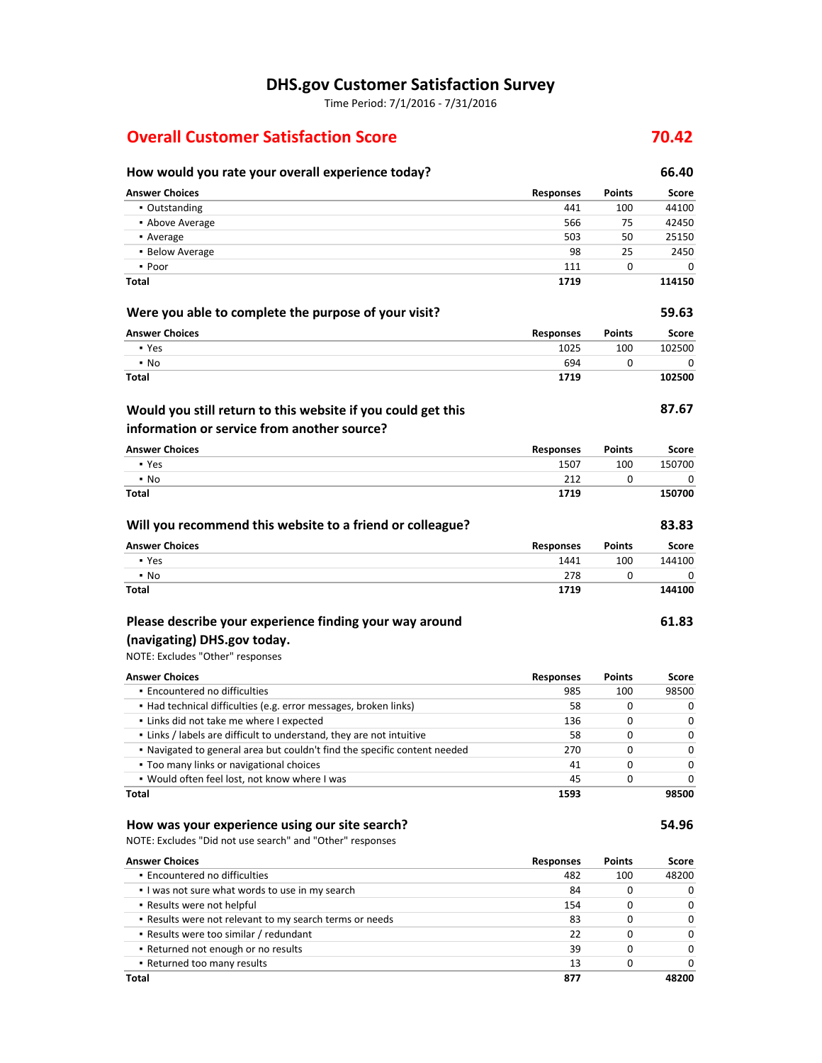# DHS.gov Customer Satisfaction Survey

Time Period: 7/1/2016 - 7/31/2016

## Overall Customer Satisfaction Score — 70.42

### How would you rate your overall experience today? — 66.40

| Answer Choices | Responses | Points | Score |
|---|---|---|---|
| ▪ Outstanding | 441 | 100 | 44100 |
| ▪ Above Average | 566 | 75 | 42450 |
| ▪ Average | 503 | 50 | 25150 |
| ▪ Below Average | 98 | 25 | 2450 |
| ▪ Poor | 111 | 0 | 0 |
| **Total** | **1719** | | **114150** |

### Were you able to complete the purpose of your visit? — 59.63

| Answer Choices | Responses | Points | Score |
|---|---|---|---|
| ▪ Yes | 1025 | 100 | 102500 |
| ▪ No | 694 | 0 | 0 |
| **Total** | **1719** | | **102500** |

### Would you still return to this website if you could get this information or service from another source? — 87.67

| Answer Choices | Responses | Points | Score |
|---|---|---|---|
| ▪ Yes | 1507 | 100 | 150700 |
| ▪ No | 212 | 0 | 0 |
| **Total** | **1719** | | **150700** |

### Will you recommend this website to a friend or colleague? — 83.83

| Answer Choices | Responses | Points | Score |
|---|---|---|---|
| ▪ Yes | 1441 | 100 | 144100 |
| ▪ No | 278 | 0 | 0 |
| **Total** | **1719** | | **144100** |

### Please describe your experience finding your way around (navigating) DHS.gov today. — 61.83

NOTE: Excludes "Other" responses

| Answer Choices | Responses | Points | Score |
|---|---|---|---|
| ▪ Encountered no difficulties | 985 | 100 | 98500 |
| ▪ Had technical difficulties (e.g. error messages, broken links) | 58 | 0 | 0 |
| ▪ Links did not take me where I expected | 136 | 0 | 0 |
| ▪ Links / labels are difficult to understand, they are not intuitive | 58 | 0 | 0 |
| ▪ Navigated to general area but couldn't find the specific content needed | 270 | 0 | 0 |
| ▪ Too many links or navigational choices | 41 | 0 | 0 |
| ▪ Would often feel lost, not know where I was | 45 | 0 | 0 |
| **Total** | **1593** | | **98500** |

### How was your experience using our site search? — 54.96

NOTE: Excludes "Did not use search" and "Other" responses

| Answer Choices | Responses | Points | Score |
|---|---|---|---|
| ▪ Encountered no difficulties | 482 | 100 | 48200 |
| ▪ I was not sure what words to use in my search | 84 | 0 | 0 |
| ▪ Results were not helpful | 154 | 0 | 0 |
| ▪ Results were not relevant to my search terms or needs | 83 | 0 | 0 |
| ▪ Results were too similar / redundant | 22 | 0 | 0 |
| ▪ Returned not enough or no results | 39 | 0 | 0 |
| ▪ Returned too many results | 13 | 0 | 0 |
| **Total** | **877** | | **48200** |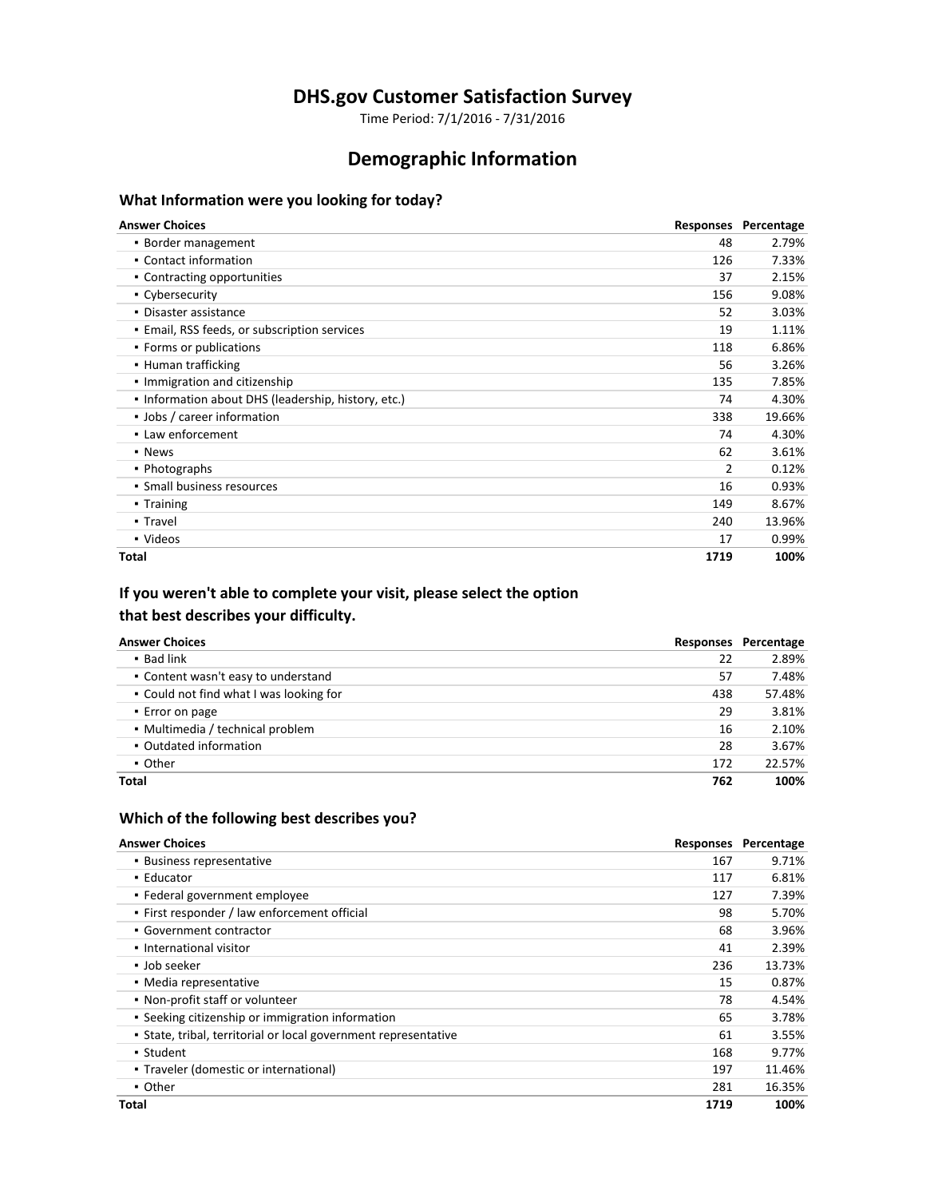# DHS.gov Customer Satisfaction Survey

Time Period: 7/1/2016 - 7/31/2016

## Demographic Information

### What Information were you looking for today?

| Answer Choices | Responses | Percentage |
|---|---|---|
| ▪ Border management | 48 | 2.79% |
| ▪ Contact information | 126 | 7.33% |
| ▪ Contracting opportunities | 37 | 2.15% |
| ▪ Cybersecurity | 156 | 9.08% |
| ▪ Disaster assistance | 52 | 3.03% |
| ▪ Email, RSS feeds, or subscription services | 19 | 1.11% |
| ▪ Forms or publications | 118 | 6.86% |
| ▪ Human trafficking | 56 | 3.26% |
| ▪ Immigration and citizenship | 135 | 7.85% |
| ▪ Information about DHS (leadership, history, etc.) | 74 | 4.30% |
| ▪ Jobs / career information | 338 | 19.66% |
| ▪ Law enforcement | 74 | 4.30% |
| ▪ News | 62 | 3.61% |
| ▪ Photographs | 2 | 0.12% |
| ▪ Small business resources | 16 | 0.93% |
| ▪ Training | 149 | 8.67% |
| ▪ Travel | 240 | 13.96% |
| ▪ Videos | 17 | 0.99% |
| **Total** | **1719** | **100%** |

### If you weren't able to complete your visit, please select the option that best describes your difficulty.

| Answer Choices | Responses | Percentage |
|---|---|---|
| ▪ Bad link | 22 | 2.89% |
| ▪ Content wasn't easy to understand | 57 | 7.48% |
| ▪ Could not find what I was looking for | 438 | 57.48% |
| ▪ Error on page | 29 | 3.81% |
| ▪ Multimedia / technical problem | 16 | 2.10% |
| ▪ Outdated information | 28 | 3.67% |
| ▪ Other | 172 | 22.57% |
| **Total** | **762** | **100%** |

### Which of the following best describes you?

| Answer Choices | Responses | Percentage |
|---|---|---|
| ▪ Business representative | 167 | 9.71% |
| ▪ Educator | 117 | 6.81% |
| ▪ Federal government employee | 127 | 7.39% |
| ▪ First responder / law enforcement official | 98 | 5.70% |
| ▪ Government contractor | 68 | 3.96% |
| ▪ International visitor | 41 | 2.39% |
| ▪ Job seeker | 236 | 13.73% |
| ▪ Media representative | 15 | 0.87% |
| ▪ Non-profit staff or volunteer | 78 | 4.54% |
| ▪ Seeking citizenship or immigration information | 65 | 3.78% |
| ▪ State, tribal, territorial or local government representative | 61 | 3.55% |
| ▪ Student | 168 | 9.77% |
| ▪ Traveler (domestic or international) | 197 | 11.46% |
| ▪ Other | 281 | 16.35% |
| **Total** | **1719** | **100%** |